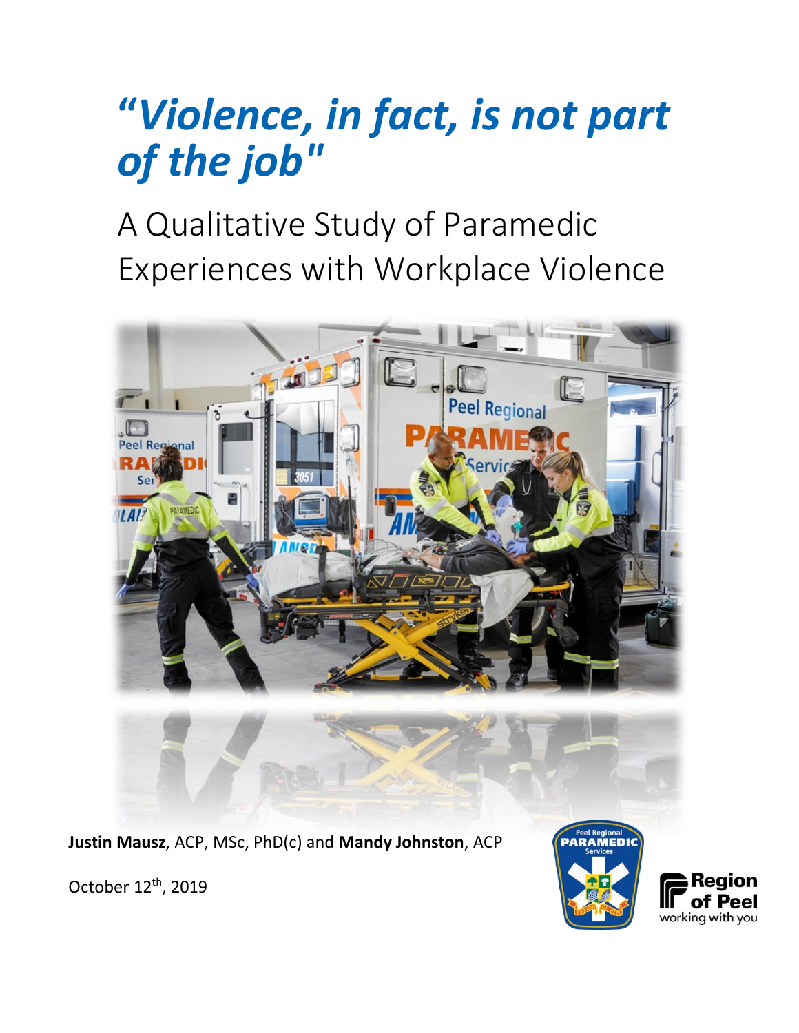# *"Violence, in fact, is not part of the job"*

## A Qualitative Study of Paramedic Experiences with Workplace Violence

**Justin Mausz**, ACP, MSc, PhD(c) and **Mandy Johnston**, ACP

October 12th, 2019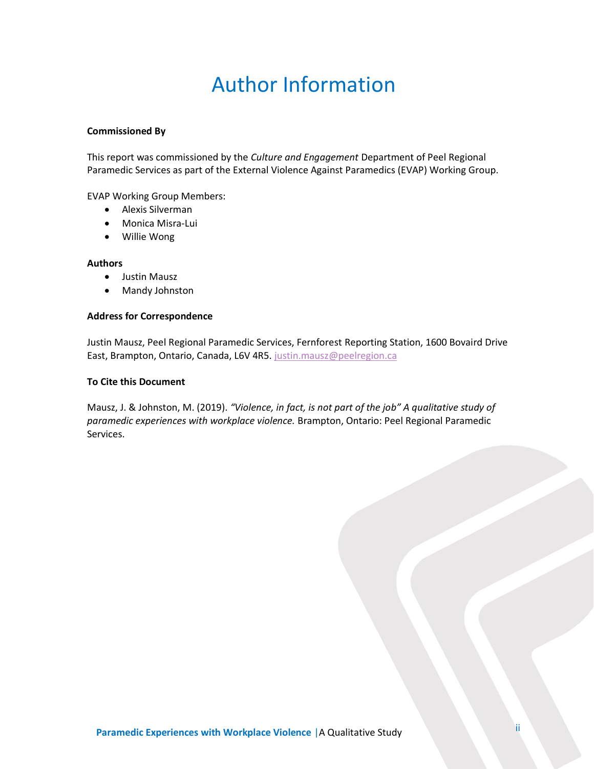# Author Information

**Commissioned By**

This report was commissioned by the *Culture and Engagement* Department of Peel Regional Paramedic Services as part of the External Violence Against Paramedics (EVAP) Working Group.

EVAP Working Group Members:

- Alexis Silverman
- Monica Misra-Lui
- Willie Wong

**Authors**

- Justin Mausz
- Mandy Johnston

**Address for Correspondence**

Justin Mausz, Peel Regional Paramedic Services, Fernforest Reporting Station, 1600 Bovaird Drive East, Brampton, Ontario, Canada, L6V 4R5. justin.mausz@peelregion.ca

**To Cite this Document**

Mausz, J. & Johnston, M. (2019). *"Violence, in fact, is not part of the job" A qualitative study of paramedic experiences with workplace violence.* Brampton, Ontario: Peel Regional Paramedic Services.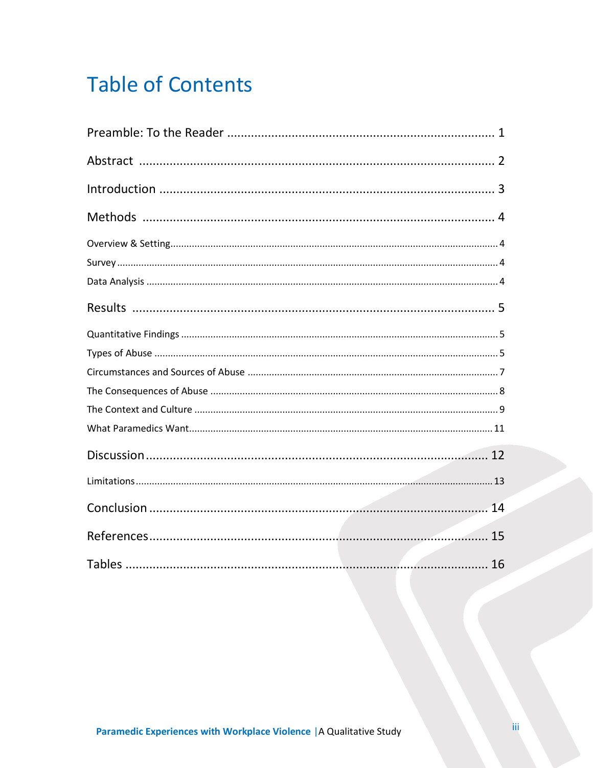# Table of Contents

Preamble: To the Reader ........ 1

Abstract ........ 2

Introduction ........ 3

Methods ........ 4

- Overview & Setting ........ 4
- Survey ........ 4
- Data Analysis ........ 4

Results ........ 5

- Quantitative Findings ........ 5
- Types of Abuse ........ 5
- Circumstances and Sources of Abuse ........ 7
- The Consequences of Abuse ........ 8
- The Context and Culture ........ 9
- What Paramedics Want ........ 11

Discussion ........ 12

- Limitations ........ 13

Conclusion ........ 14

References ........ 15

Tables ........ 16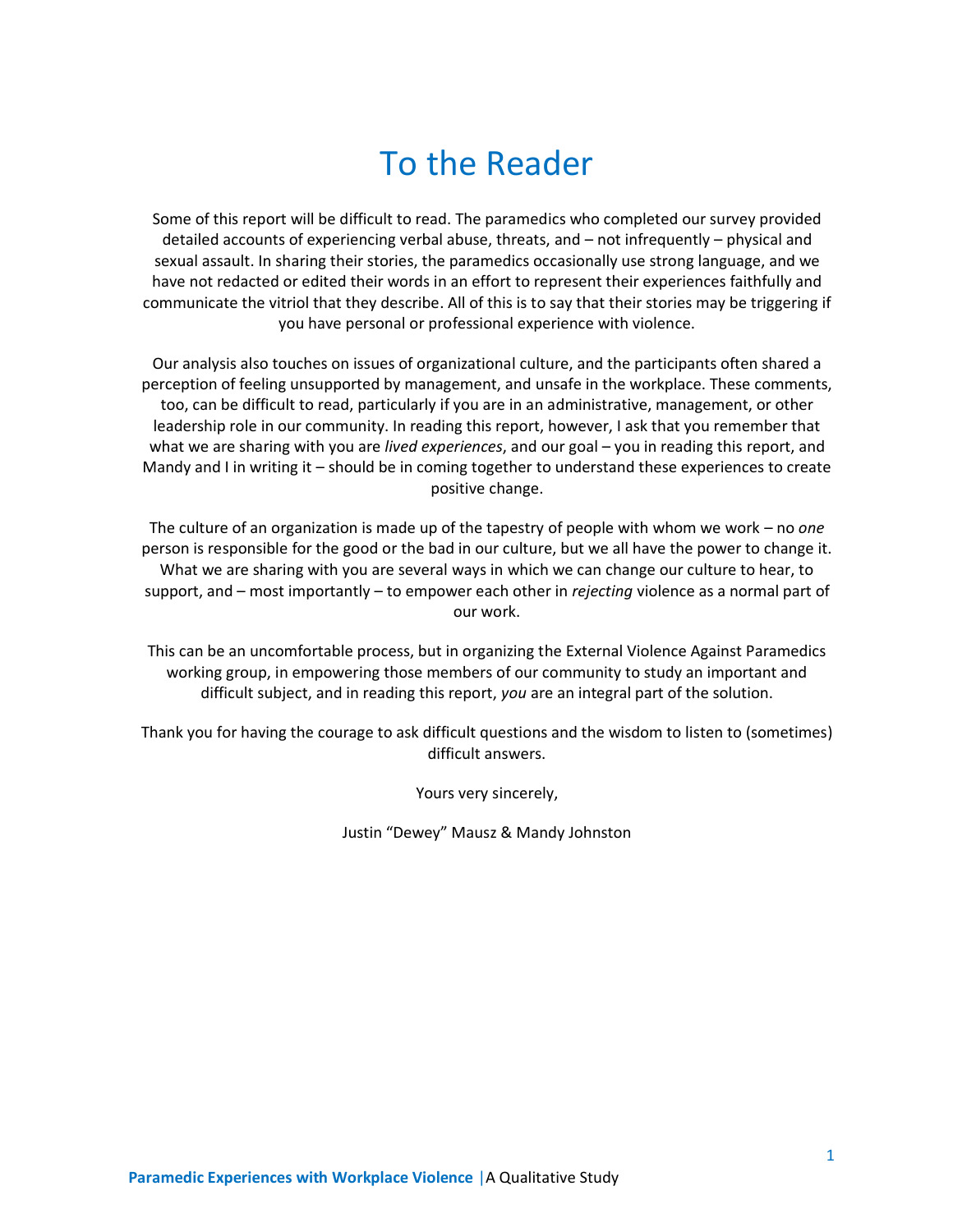# To the Reader

Some of this report will be difficult to read. The paramedics who completed our survey provided detailed accounts of experiencing verbal abuse, threats, and – not infrequently – physical and sexual assault. In sharing their stories, the paramedics occasionally use strong language, and we have not redacted or edited their words in an effort to represent their experiences faithfully and communicate the vitriol that they describe. All of this is to say that their stories may be triggering if you have personal or professional experience with violence.

Our analysis also touches on issues of organizational culture, and the participants often shared a perception of feeling unsupported by management, and unsafe in the workplace. These comments, too, can be difficult to read, particularly if you are in an administrative, management, or other leadership role in our community. In reading this report, however, I ask that you remember that what we are sharing with you are *lived experiences*, and our goal – you in reading this report, and Mandy and I in writing it – should be in coming together to understand these experiences to create positive change.

The culture of an organization is made up of the tapestry of people with whom we work – no *one* person is responsible for the good or the bad in our culture, but we all have the power to change it. What we are sharing with you are several ways in which we can change our culture to hear, to support, and – most importantly – to empower each other in *rejecting* violence as a normal part of our work.

This can be an uncomfortable process, but in organizing the External Violence Against Paramedics working group, in empowering those members of our community to study an important and difficult subject, and in reading this report, *you* are an integral part of the solution.

Thank you for having the courage to ask difficult questions and the wisdom to listen to (sometimes) difficult answers.

Yours very sincerely,

Justin "Dewey" Mausz & Mandy Johnston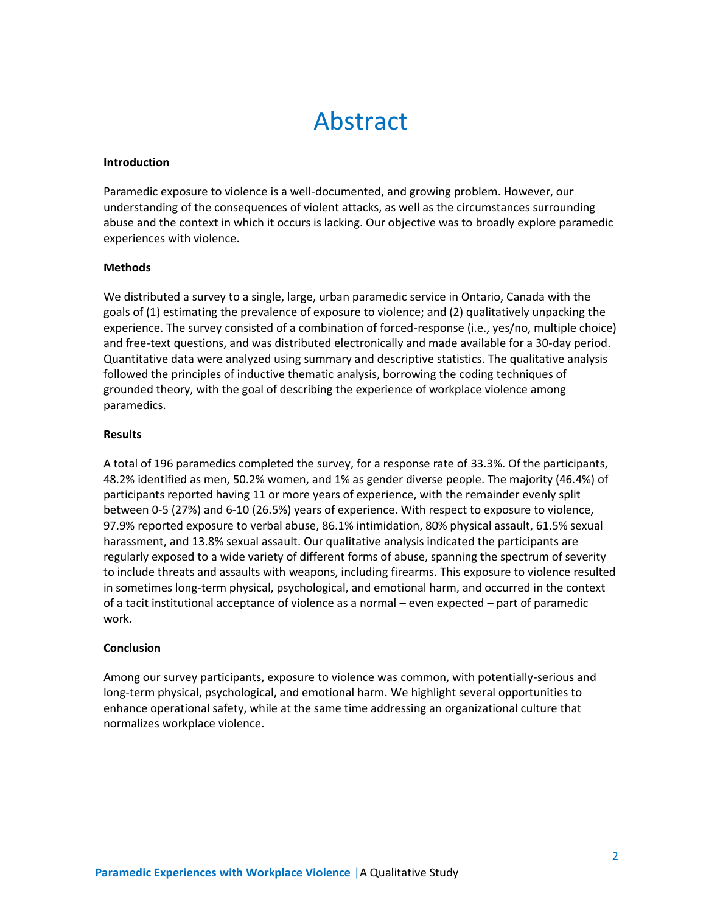# Abstract

**Introduction**

Paramedic exposure to violence is a well-documented, and growing problem. However, our understanding of the consequences of violent attacks, as well as the circumstances surrounding abuse and the context in which it occurs is lacking. Our objective was to broadly explore paramedic experiences with violence.

**Methods**

We distributed a survey to a single, large, urban paramedic service in Ontario, Canada with the goals of (1) estimating the prevalence of exposure to violence; and (2) qualitatively unpacking the experience. The survey consisted of a combination of forced-response (i.e., yes/no, multiple choice) and free-text questions, and was distributed electronically and made available for a 30-day period. Quantitative data were analyzed using summary and descriptive statistics. The qualitative analysis followed the principles of inductive thematic analysis, borrowing the coding techniques of grounded theory, with the goal of describing the experience of workplace violence among paramedics.

**Results**

A total of 196 paramedics completed the survey, for a response rate of 33.3%. Of the participants, 48.2% identified as men, 50.2% women, and 1% as gender diverse people. The majority (46.4%) of participants reported having 11 or more years of experience, with the remainder evenly split between 0-5 (27%) and 6-10 (26.5%) years of experience. With respect to exposure to violence, 97.9% reported exposure to verbal abuse, 86.1% intimidation, 80% physical assault, 61.5% sexual harassment, and 13.8% sexual assault. Our qualitative analysis indicated the participants are regularly exposed to a wide variety of different forms of abuse, spanning the spectrum of severity to include threats and assaults with weapons, including firearms. This exposure to violence resulted in sometimes long-term physical, psychological, and emotional harm, and occurred in the context of a tacit institutional acceptance of violence as a normal – even expected – part of paramedic work.

**Conclusion**

Among our survey participants, exposure to violence was common, with potentially-serious and long-term physical, psychological, and emotional harm. We highlight several opportunities to enhance operational safety, while at the same time addressing an organizational culture that normalizes workplace violence.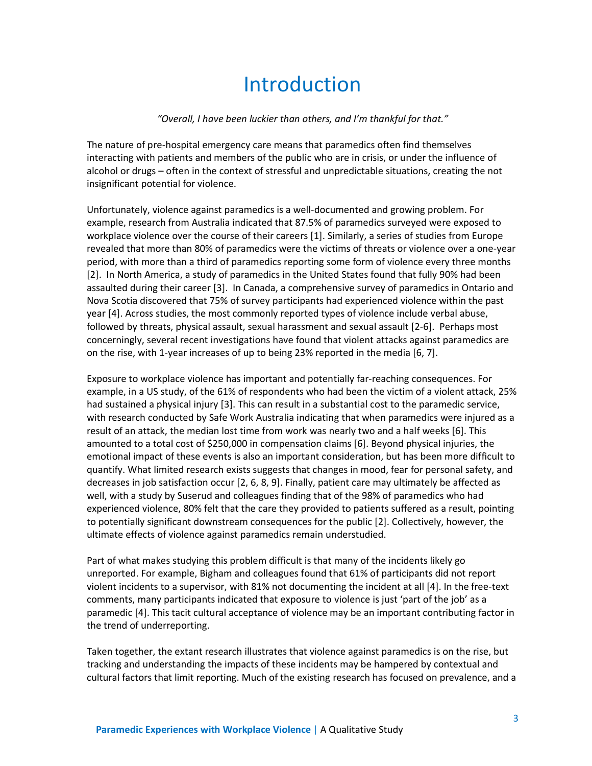# Introduction

*"Overall, I have been luckier than others, and I'm thankful for that."*

The nature of pre-hospital emergency care means that paramedics often find themselves interacting with patients and members of the public who are in crisis, or under the influence of alcohol or drugs – often in the context of stressful and unpredictable situations, creating the not insignificant potential for violence.

Unfortunately, violence against paramedics is a well-documented and growing problem. For example, research from Australia indicated that 87.5% of paramedics surveyed were exposed to workplace violence over the course of their careers [1]. Similarly, a series of studies from Europe revealed that more than 80% of paramedics were the victims of threats or violence over a one-year period, with more than a third of paramedics reporting some form of violence every three months [2]. In North America, a study of paramedics in the United States found that fully 90% had been assaulted during their career [3]. In Canada, a comprehensive survey of paramedics in Ontario and Nova Scotia discovered that 75% of survey participants had experienced violence within the past year [4]. Across studies, the most commonly reported types of violence include verbal abuse, followed by threats, physical assault, sexual harassment and sexual assault [2-6]. Perhaps most concerningly, several recent investigations have found that violent attacks against paramedics are on the rise, with 1-year increases of up to being 23% reported in the media [6, 7].

Exposure to workplace violence has important and potentially far-reaching consequences. For example, in a US study, of the 61% of respondents who had been the victim of a violent attack, 25% had sustained a physical injury [3]. This can result in a substantial cost to the paramedic service, with research conducted by Safe Work Australia indicating that when paramedics were injured as a result of an attack, the median lost time from work was nearly two and a half weeks [6]. This amounted to a total cost of $250,000 in compensation claims [6]. Beyond physical injuries, the emotional impact of these events is also an important consideration, but has been more difficult to quantify. What limited research exists suggests that changes in mood, fear for personal safety, and decreases in job satisfaction occur [2, 6, 8, 9]. Finally, patient care may ultimately be affected as well, with a study by Suserud and colleagues finding that of the 98% of paramedics who had experienced violence, 80% felt that the care they provided to patients suffered as a result, pointing to potentially significant downstream consequences for the public [2]. Collectively, however, the ultimate effects of violence against paramedics remain understudied.

Part of what makes studying this problem difficult is that many of the incidents likely go unreported. For example, Bigham and colleagues found that 61% of participants did not report violent incidents to a supervisor, with 81% not documenting the incident at all [4]. In the free-text comments, many participants indicated that exposure to violence is just 'part of the job' as a paramedic [4]. This tacit cultural acceptance of violence may be an important contributing factor in the trend of underreporting.

Taken together, the extant research illustrates that violence against paramedics is on the rise, but tracking and understanding the impacts of these incidents may be hampered by contextual and cultural factors that limit reporting. Much of the existing research has focused on prevalence, and a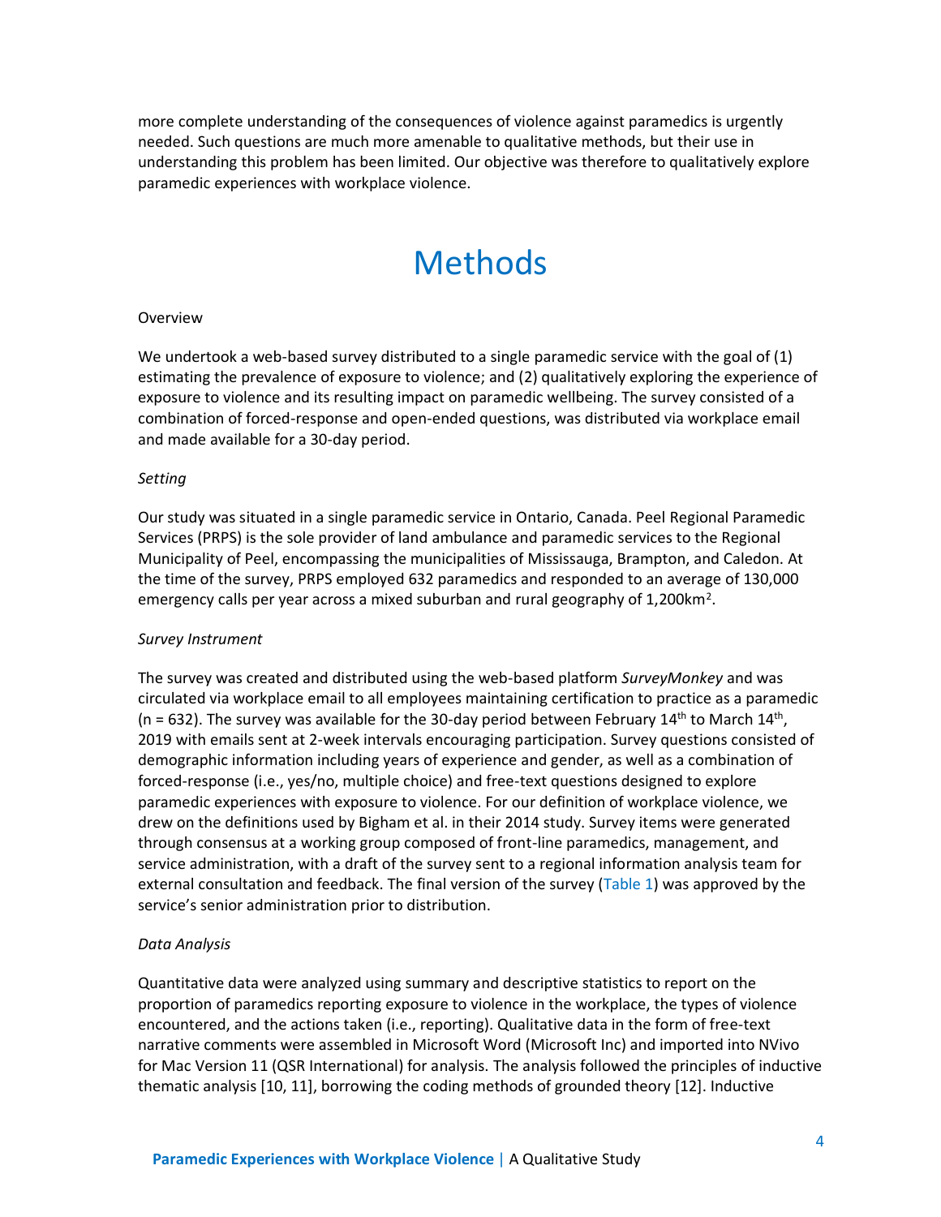more complete understanding of the consequences of violence against paramedics is urgently needed. Such questions are much more amenable to qualitative methods, but their use in understanding this problem has been limited. Our objective was therefore to qualitatively explore paramedic experiences with workplace violence.

# Methods

Overview

We undertook a web-based survey distributed to a single paramedic service with the goal of (1) estimating the prevalence of exposure to violence; and (2) qualitatively exploring the experience of exposure to violence and its resulting impact on paramedic wellbeing. The survey consisted of a combination of forced-response and open-ended questions, was distributed via workplace email and made available for a 30-day period.

*Setting*

Our study was situated in a single paramedic service in Ontario, Canada. Peel Regional Paramedic Services (PRPS) is the sole provider of land ambulance and paramedic services to the Regional Municipality of Peel, encompassing the municipalities of Mississauga, Brampton, and Caledon. At the time of the survey, PRPS employed 632 paramedics and responded to an average of 130,000 emergency calls per year across a mixed suburban and rural geography of 1,200km$^2$.

*Survey Instrument*

The survey was created and distributed using the web-based platform *SurveyMonkey* and was circulated via workplace email to all employees maintaining certification to practice as a paramedic (n = 632). The survey was available for the 30-day period between February 14th to March 14th, 2019 with emails sent at 2-week intervals encouraging participation. Survey questions consisted of demographic information including years of experience and gender, as well as a combination of forced-response (i.e., yes/no, multiple choice) and free-text questions designed to explore paramedic experiences with exposure to violence. For our definition of workplace violence, we drew on the definitions used by Bigham et al. in their 2014 study. Survey items were generated through consensus at a working group composed of front-line paramedics, management, and service administration, with a draft of the survey sent to a regional information analysis team for external consultation and feedback. The final version of the survey (Table 1) was approved by the service's senior administration prior to distribution.

*Data Analysis*

Quantitative data were analyzed using summary and descriptive statistics to report on the proportion of paramedics reporting exposure to violence in the workplace, the types of violence encountered, and the actions taken (i.e., reporting). Qualitative data in the form of free-text narrative comments were assembled in Microsoft Word (Microsoft Inc) and imported into NVivo for Mac Version 11 (QSR International) for analysis. The analysis followed the principles of inductive thematic analysis [10, 11], borrowing the coding methods of grounded theory [12]. Inductive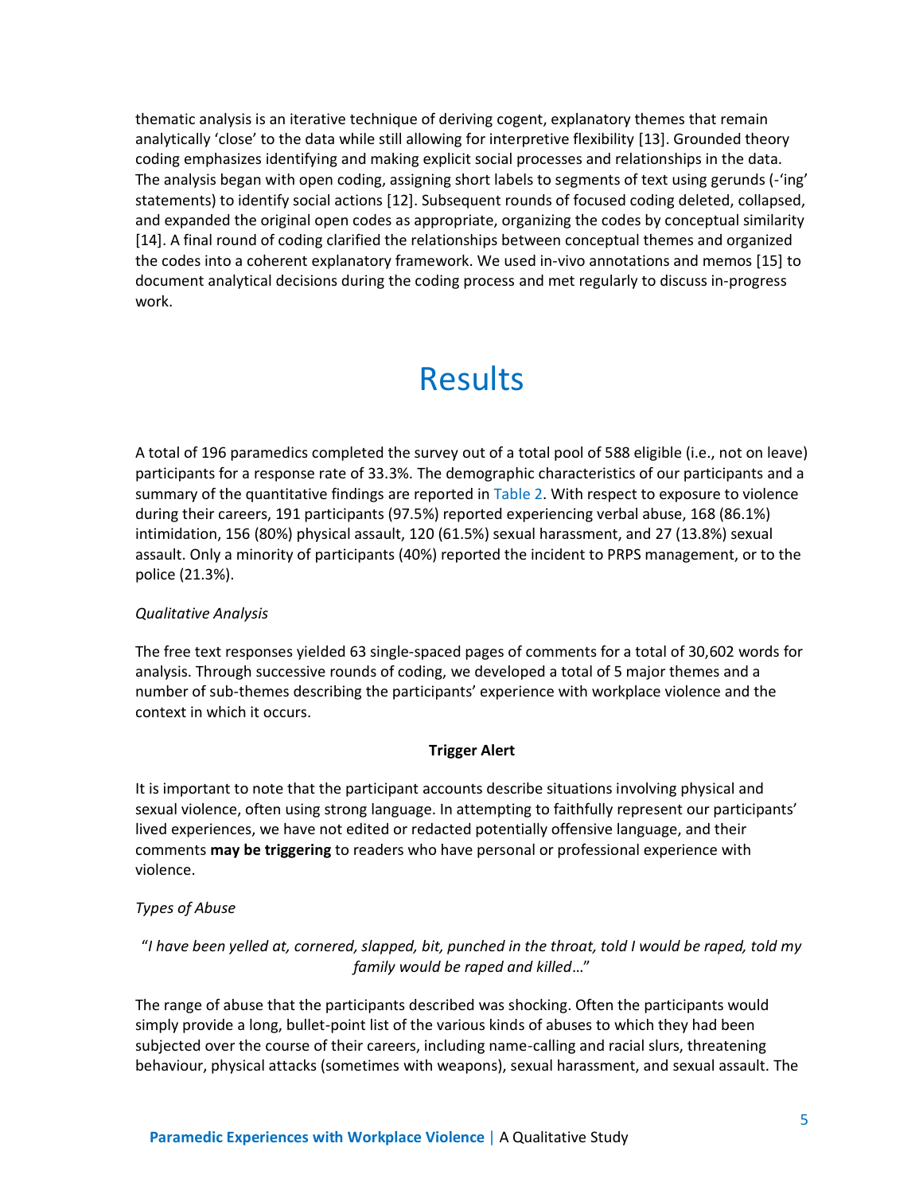thematic analysis is an iterative technique of deriving cogent, explanatory themes that remain analytically 'close' to the data while still allowing for interpretive flexibility [13]. Grounded theory coding emphasizes identifying and making explicit social processes and relationships in the data. The analysis began with open coding, assigning short labels to segments of text using gerunds (-'ing' statements) to identify social actions [12]. Subsequent rounds of focused coding deleted, collapsed, and expanded the original open codes as appropriate, organizing the codes by conceptual similarity [14]. A final round of coding clarified the relationships between conceptual themes and organized the codes into a coherent explanatory framework. We used in-vivo annotations and memos [15] to document analytical decisions during the coding process and met regularly to discuss in-progress work.

# Results

A total of 196 paramedics completed the survey out of a total pool of 588 eligible (i.e., not on leave) participants for a response rate of 33.3%. The demographic characteristics of our participants and a summary of the quantitative findings are reported in Table 2. With respect to exposure to violence during their careers, 191 participants (97.5%) reported experiencing verbal abuse, 168 (86.1%) intimidation, 156 (80%) physical assault, 120 (61.5%) sexual harassment, and 27 (13.8%) sexual assault. Only a minority of participants (40%) reported the incident to PRPS management, or to the police (21.3%).

*Qualitative Analysis*

The free text responses yielded 63 single-spaced pages of comments for a total of 30,602 words for analysis. Through successive rounds of coding, we developed a total of 5 major themes and a number of sub-themes describing the participants' experience with workplace violence and the context in which it occurs.

**Trigger Alert**

It is important to note that the participant accounts describe situations involving physical and sexual violence, often using strong language. In attempting to faithfully represent our participants' lived experiences, we have not edited or redacted potentially offensive language, and their comments **may be triggering** to readers who have personal or professional experience with violence.

*Types of Abuse*

"*I have been yelled at, cornered, slapped, bit, punched in the throat, told I would be raped, told my family would be raped and killed*…"

The range of abuse that the participants described was shocking. Often the participants would simply provide a long, bullet-point list of the various kinds of abuses to which they had been subjected over the course of their careers, including name-calling and racial slurs, threatening behaviour, physical attacks (sometimes with weapons), sexual harassment, and sexual assault. The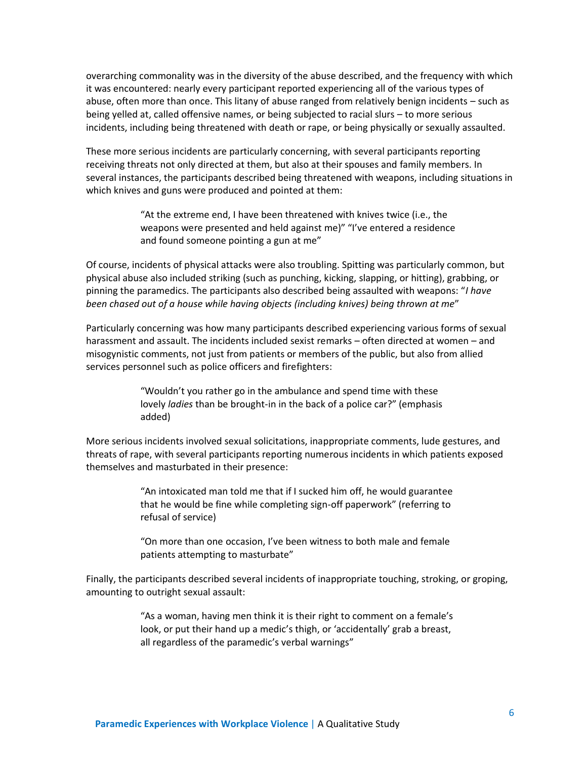overarching commonality was in the diversity of the abuse described, and the frequency with which it was encountered: nearly every participant reported experiencing all of the various types of abuse, often more than once. This litany of abuse ranged from relatively benign incidents – such as being yelled at, called offensive names, or being subjected to racial slurs – to more serious incidents, including being threatened with death or rape, or being physically or sexually assaulted.

These more serious incidents are particularly concerning, with several participants reporting receiving threats not only directed at them, but also at their spouses and family members. In several instances, the participants described being threatened with weapons, including situations in which knives and guns were produced and pointed at them:

> "At the extreme end, I have been threatened with knives twice (i.e., the weapons were presented and held against me)" "I've entered a residence and found someone pointing a gun at me"

Of course, incidents of physical attacks were also troubling. Spitting was particularly common, but physical abuse also included striking (such as punching, kicking, slapping, or hitting), grabbing, or pinning the paramedics. The participants also described being assaulted with weapons: "*I have been chased out of a house while having objects (including knives) being thrown at me*"

Particularly concerning was how many participants described experiencing various forms of sexual harassment and assault. The incidents included sexist remarks – often directed at women – and misogynistic comments, not just from patients or members of the public, but also from allied services personnel such as police officers and firefighters:

> "Wouldn't you rather go in the ambulance and spend time with these lovely *ladies* than be brought-in in the back of a police car?" (emphasis added)

More serious incidents involved sexual solicitations, inappropriate comments, lude gestures, and threats of rape, with several participants reporting numerous incidents in which patients exposed themselves and masturbated in their presence:

> "An intoxicated man told me that if I sucked him off, he would guarantee that he would be fine while completing sign-off paperwork" (referring to refusal of service)

> "On more than one occasion, I've been witness to both male and female patients attempting to masturbate"

Finally, the participants described several incidents of inappropriate touching, stroking, or groping, amounting to outright sexual assault:

> "As a woman, having men think it is their right to comment on a female's look, or put their hand up a medic's thigh, or 'accidentally' grab a breast, all regardless of the paramedic's verbal warnings"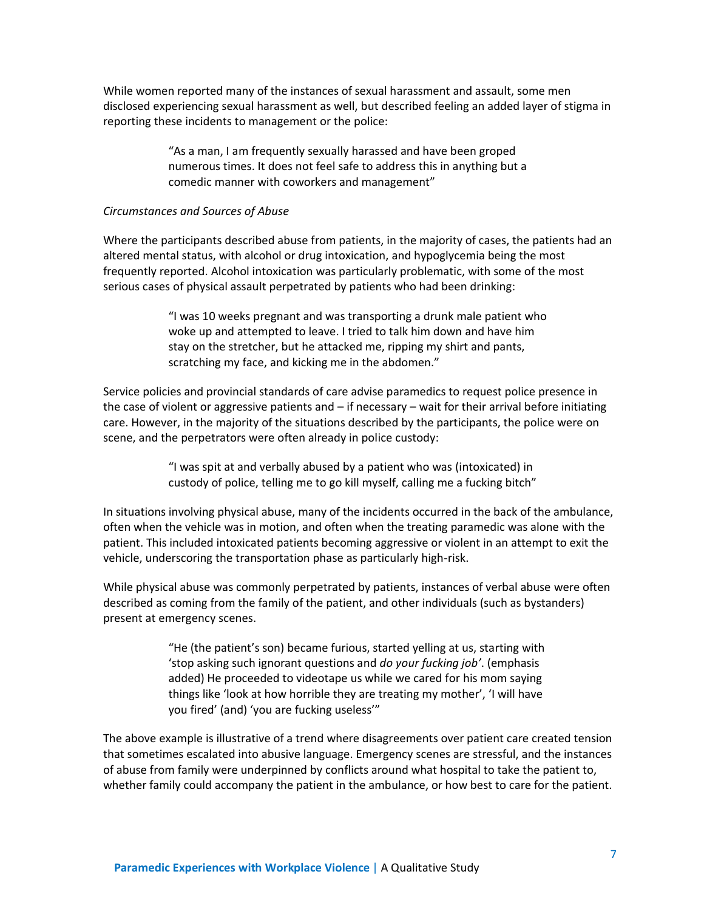While women reported many of the instances of sexual harassment and assault, some men disclosed experiencing sexual harassment as well, but described feeling an added layer of stigma in reporting these incidents to management or the police:

> "As a man, I am frequently sexually harassed and have been groped numerous times. It does not feel safe to address this in anything but a comedic manner with coworkers and management"

*Circumstances and Sources of Abuse*

Where the participants described abuse from patients, in the majority of cases, the patients had an altered mental status, with alcohol or drug intoxication, and hypoglycemia being the most frequently reported. Alcohol intoxication was particularly problematic, with some of the most serious cases of physical assault perpetrated by patients who had been drinking:

> "I was 10 weeks pregnant and was transporting a drunk male patient who woke up and attempted to leave. I tried to talk him down and have him stay on the stretcher, but he attacked me, ripping my shirt and pants, scratching my face, and kicking me in the abdomen."

Service policies and provincial standards of care advise paramedics to request police presence in the case of violent or aggressive patients and – if necessary – wait for their arrival before initiating care. However, in the majority of the situations described by the participants, the police were on scene, and the perpetrators were often already in police custody:

> "I was spit at and verbally abused by a patient who was (intoxicated) in custody of police, telling me to go kill myself, calling me a fucking bitch"

In situations involving physical abuse, many of the incidents occurred in the back of the ambulance, often when the vehicle was in motion, and often when the treating paramedic was alone with the patient. This included intoxicated patients becoming aggressive or violent in an attempt to exit the vehicle, underscoring the transportation phase as particularly high-risk.

While physical abuse was commonly perpetrated by patients, instances of verbal abuse were often described as coming from the family of the patient, and other individuals (such as bystanders) present at emergency scenes.

> "He (the patient's son) became furious, started yelling at us, starting with 'stop asking such ignorant questions and *do your fucking job'*. (emphasis added) He proceeded to videotape us while we cared for his mom saying things like 'look at how horrible they are treating my mother', 'I will have you fired' (and) 'you are fucking useless'"

The above example is illustrative of a trend where disagreements over patient care created tension that sometimes escalated into abusive language. Emergency scenes are stressful, and the instances of abuse from family were underpinned by conflicts around what hospital to take the patient to, whether family could accompany the patient in the ambulance, or how best to care for the patient.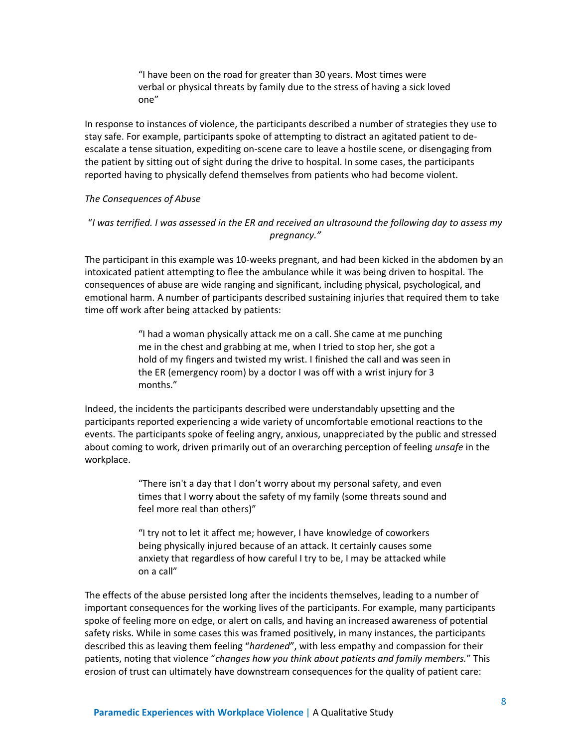> "I have been on the road for greater than 30 years. Most times were verbal or physical threats by family due to the stress of having a sick loved one"

In response to instances of violence, the participants described a number of strategies they use to stay safe. For example, participants spoke of attempting to distract an agitated patient to de-escalate a tense situation, expediting on-scene care to leave a hostile scene, or disengaging from the patient by sitting out of sight during the drive to hospital. In some cases, the participants reported having to physically defend themselves from patients who had become violent.

*The Consequences of Abuse*

"*I was terrified. I was assessed in the ER and received an ultrasound the following day to assess my pregnancy."*

The participant in this example was 10-weeks pregnant, and had been kicked in the abdomen by an intoxicated patient attempting to flee the ambulance while it was being driven to hospital. The consequences of abuse are wide ranging and significant, including physical, psychological, and emotional harm. A number of participants described sustaining injuries that required them to take time off work after being attacked by patients:

> "I had a woman physically attack me on a call. She came at me punching me in the chest and grabbing at me, when I tried to stop her, she got a hold of my fingers and twisted my wrist. I finished the call and was seen in the ER (emergency room) by a doctor I was off with a wrist injury for 3 months."

Indeed, the incidents the participants described were understandably upsetting and the participants reported experiencing a wide variety of uncomfortable emotional reactions to the events. The participants spoke of feeling angry, anxious, unappreciated by the public and stressed about coming to work, driven primarily out of an overarching perception of feeling *unsafe* in the workplace.

> "There isn't a day that I don't worry about my personal safety, and even times that I worry about the safety of my family (some threats sound and feel more real than others)"

> "I try not to let it affect me; however, I have knowledge of coworkers being physically injured because of an attack. It certainly causes some anxiety that regardless of how careful I try to be, I may be attacked while on a call"

The effects of the abuse persisted long after the incidents themselves, leading to a number of important consequences for the working lives of the participants. For example, many participants spoke of feeling more on edge, or alert on calls, and having an increased awareness of potential safety risks. While in some cases this was framed positively, in many instances, the participants described this as leaving them feeling "*hardened*", with less empathy and compassion for their patients, noting that violence "*changes how you think about patients and family members.*" This erosion of trust can ultimately have downstream consequences for the quality of patient care: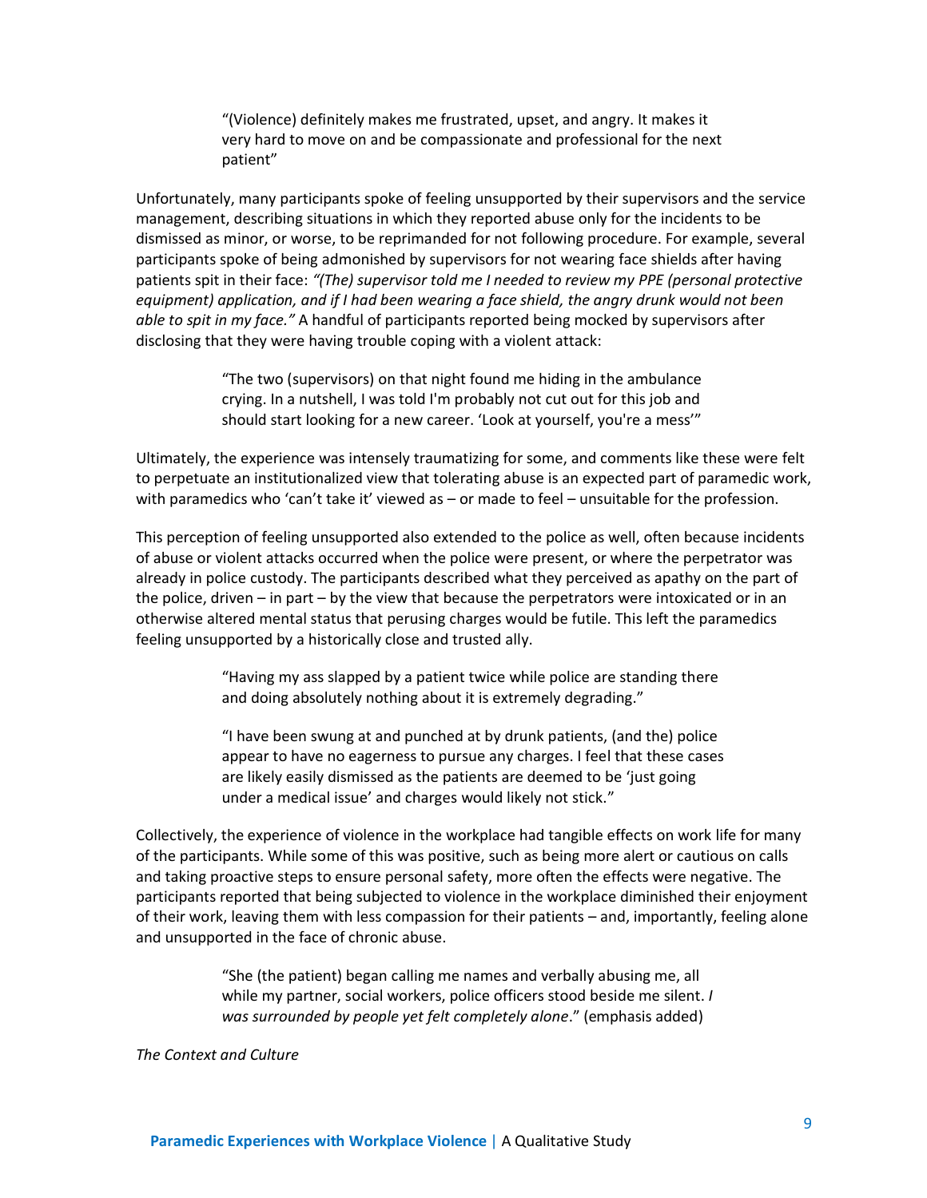> "(Violence) definitely makes me frustrated, upset, and angry. It makes it very hard to move on and be compassionate and professional for the next patient"

Unfortunately, many participants spoke of feeling unsupported by their supervisors and the service management, describing situations in which they reported abuse only for the incidents to be dismissed as minor, or worse, to be reprimanded for not following procedure. For example, several participants spoke of being admonished by supervisors for not wearing face shields after having patients spit in their face: *"(The) supervisor told me I needed to review my PPE (personal protective equipment) application, and if I had been wearing a face shield, the angry drunk would not been able to spit in my face."* A handful of participants reported being mocked by supervisors after disclosing that they were having trouble coping with a violent attack:

> "The two (supervisors) on that night found me hiding in the ambulance crying. In a nutshell, I was told I'm probably not cut out for this job and should start looking for a new career. 'Look at yourself, you're a mess'"

Ultimately, the experience was intensely traumatizing for some, and comments like these were felt to perpetuate an institutionalized view that tolerating abuse is an expected part of paramedic work, with paramedics who 'can't take it' viewed as – or made to feel – unsuitable for the profession.

This perception of feeling unsupported also extended to the police as well, often because incidents of abuse or violent attacks occurred when the police were present, or where the perpetrator was already in police custody. The participants described what they perceived as apathy on the part of the police, driven – in part – by the view that because the perpetrators were intoxicated or in an otherwise altered mental status that perusing charges would be futile. This left the paramedics feeling unsupported by a historically close and trusted ally.

> "Having my ass slapped by a patient twice while police are standing there and doing absolutely nothing about it is extremely degrading."

> "I have been swung at and punched at by drunk patients, (and the) police appear to have no eagerness to pursue any charges. I feel that these cases are likely easily dismissed as the patients are deemed to be 'just going under a medical issue' and charges would likely not stick."

Collectively, the experience of violence in the workplace had tangible effects on work life for many of the participants. While some of this was positive, such as being more alert or cautious on calls and taking proactive steps to ensure personal safety, more often the effects were negative. The participants reported that being subjected to violence in the workplace diminished their enjoyment of their work, leaving them with less compassion for their patients – and, importantly, feeling alone and unsupported in the face of chronic abuse.

> "She (the patient) began calling me names and verbally abusing me, all while my partner, social workers, police officers stood beside me silent. *I was surrounded by people yet felt completely alone*." (emphasis added)

*The Context and Culture*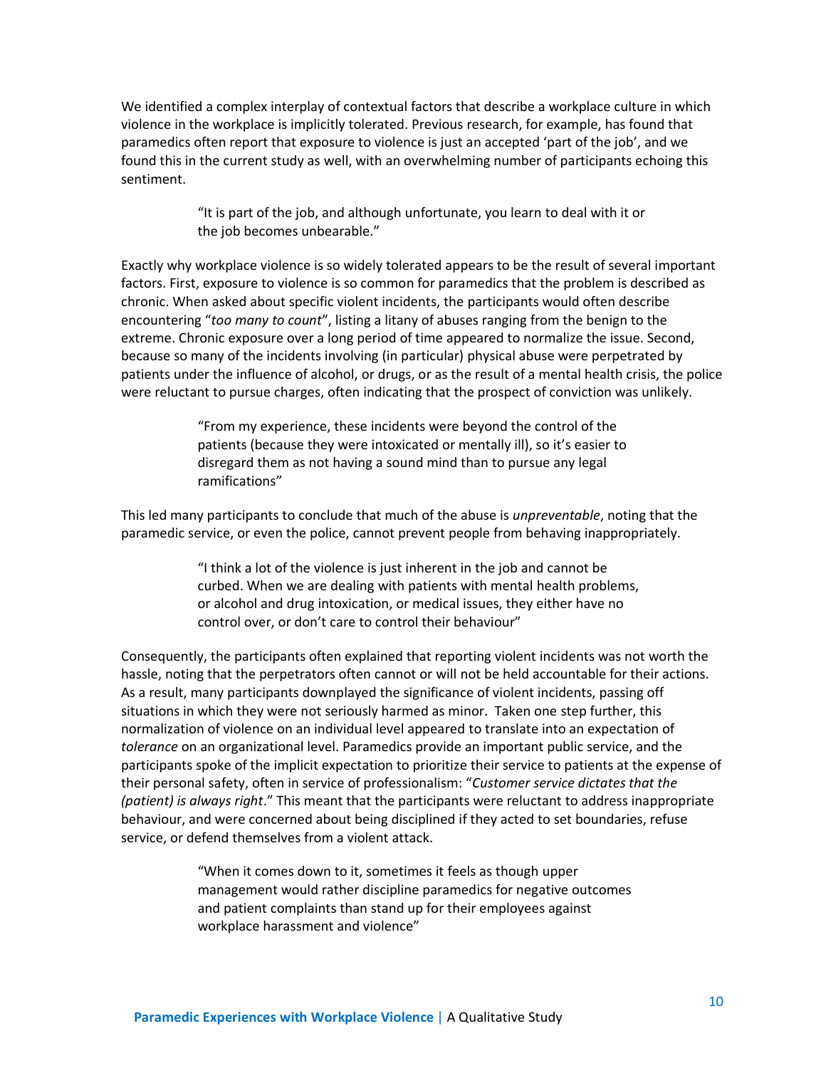We identified a complex interplay of contextual factors that describe a workplace culture in which violence in the workplace is implicitly tolerated. Previous research, for example, has found that paramedics often report that exposure to violence is just an accepted 'part of the job', and we found this in the current study as well, with an overwhelming number of participants echoing this sentiment.

> "It is part of the job, and although unfortunate, you learn to deal with it or the job becomes unbearable."

Exactly why workplace violence is so widely tolerated appears to be the result of several important factors. First, exposure to violence is so common for paramedics that the problem is described as chronic. When asked about specific violent incidents, the participants would often describe encountering "*too many to count*", listing a litany of abuses ranging from the benign to the extreme. Chronic exposure over a long period of time appeared to normalize the issue. Second, because so many of the incidents involving (in particular) physical abuse were perpetrated by patients under the influence of alcohol, or drugs, or as the result of a mental health crisis, the police were reluctant to pursue charges, often indicating that the prospect of conviction was unlikely.

> "From my experience, these incidents were beyond the control of the patients (because they were intoxicated or mentally ill), so it's easier to disregard them as not having a sound mind than to pursue any legal ramifications"

This led many participants to conclude that much of the abuse is *unpreventable*, noting that the paramedic service, or even the police, cannot prevent people from behaving inappropriately.

> "I think a lot of the violence is just inherent in the job and cannot be curbed. When we are dealing with patients with mental health problems, or alcohol and drug intoxication, or medical issues, they either have no control over, or don't care to control their behaviour"

Consequently, the participants often explained that reporting violent incidents was not worth the hassle, noting that the perpetrators often cannot or will not be held accountable for their actions. As a result, many participants downplayed the significance of violent incidents, passing off situations in which they were not seriously harmed as minor. Taken one step further, this normalization of violence on an individual level appeared to translate into an expectation of *tolerance* on an organizational level. Paramedics provide an important public service, and the participants spoke of the implicit expectation to prioritize their service to patients at the expense of their personal safety, often in service of professionalism: "*Customer service dictates that the (patient) is always right*." This meant that the participants were reluctant to address inappropriate behaviour, and were concerned about being disciplined if they acted to set boundaries, refuse service, or defend themselves from a violent attack.

> "When it comes down to it, sometimes it feels as though upper management would rather discipline paramedics for negative outcomes and patient complaints than stand up for their employees against workplace harassment and violence"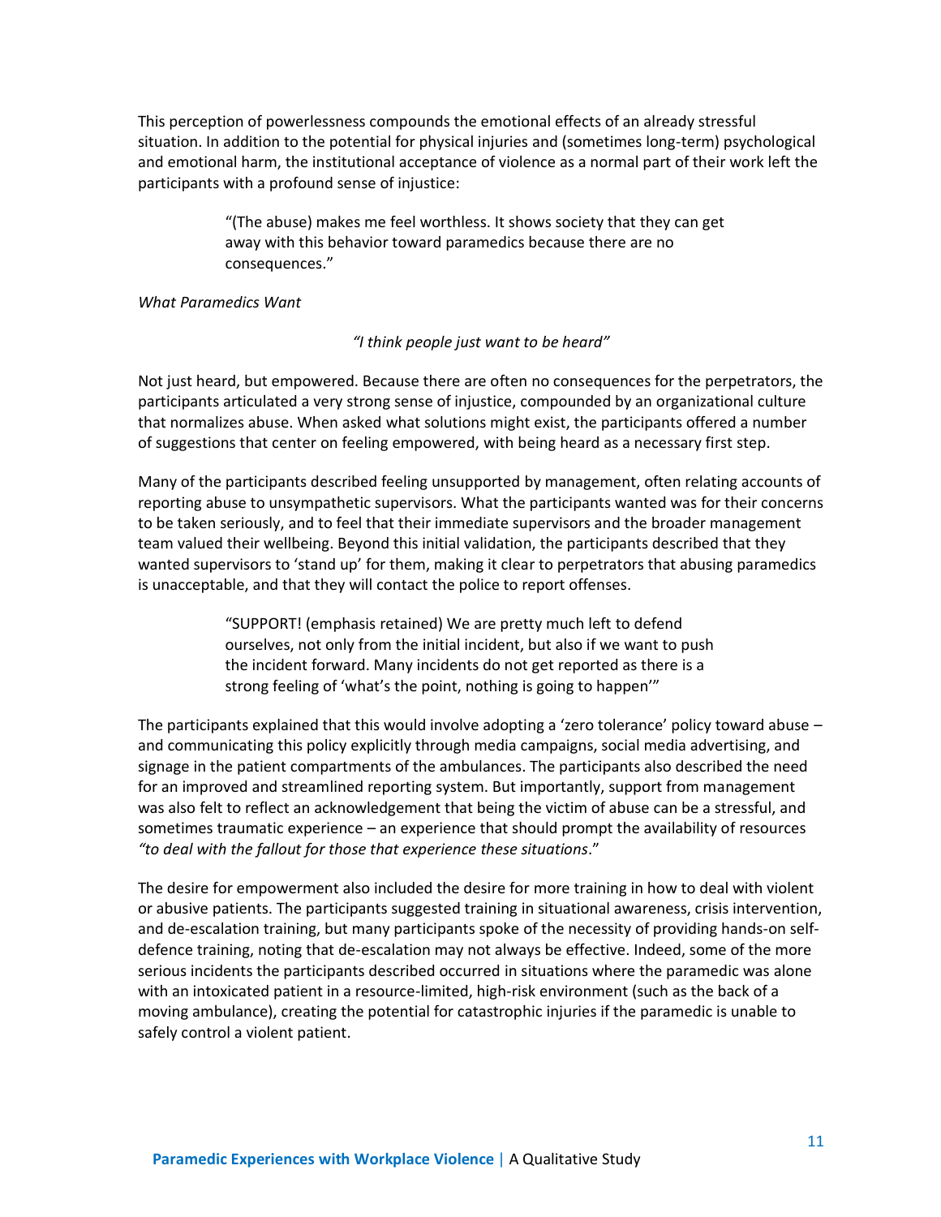This perception of powerlessness compounds the emotional effects of an already stressful situation. In addition to the potential for physical injuries and (sometimes long-term) psychological and emotional harm, the institutional acceptance of violence as a normal part of their work left the participants with a profound sense of injustice:

> "(The abuse) makes me feel worthless. It shows society that they can get away with this behavior toward paramedics because there are no consequences."

*What Paramedics Want*

> *"I think people just want to be heard"*

Not just heard, but empowered. Because there are often no consequences for the perpetrators, the participants articulated a very strong sense of injustice, compounded by an organizational culture that normalizes abuse. When asked what solutions might exist, the participants offered a number of suggestions that center on feeling empowered, with being heard as a necessary first step.

Many of the participants described feeling unsupported by management, often relating accounts of reporting abuse to unsympathetic supervisors. What the participants wanted was for their concerns to be taken seriously, and to feel that their immediate supervisors and the broader management team valued their wellbeing. Beyond this initial validation, the participants described that they wanted supervisors to 'stand up' for them, making it clear to perpetrators that abusing paramedics is unacceptable, and that they will contact the police to report offenses.

> "SUPPORT! (emphasis retained) We are pretty much left to defend ourselves, not only from the initial incident, but also if we want to push the incident forward. Many incidents do not get reported as there is a strong feeling of 'what's the point, nothing is going to happen'"

The participants explained that this would involve adopting a 'zero tolerance' policy toward abuse – and communicating this policy explicitly through media campaigns, social media advertising, and signage in the patient compartments of the ambulances. The participants also described the need for an improved and streamlined reporting system. But importantly, support from management was also felt to reflect an acknowledgement that being the victim of abuse can be a stressful, and sometimes traumatic experience – an experience that should prompt the availability of resources *"to deal with the fallout for those that experience these situations*."

The desire for empowerment also included the desire for more training in how to deal with violent or abusive patients. The participants suggested training in situational awareness, crisis intervention, and de-escalation training, but many participants spoke of the necessity of providing hands-on self-defence training, noting that de-escalation may not always be effective. Indeed, some of the more serious incidents the participants described occurred in situations where the paramedic was alone with an intoxicated patient in a resource-limited, high-risk environment (such as the back of a moving ambulance), creating the potential for catastrophic injuries if the paramedic is unable to safely control a violent patient.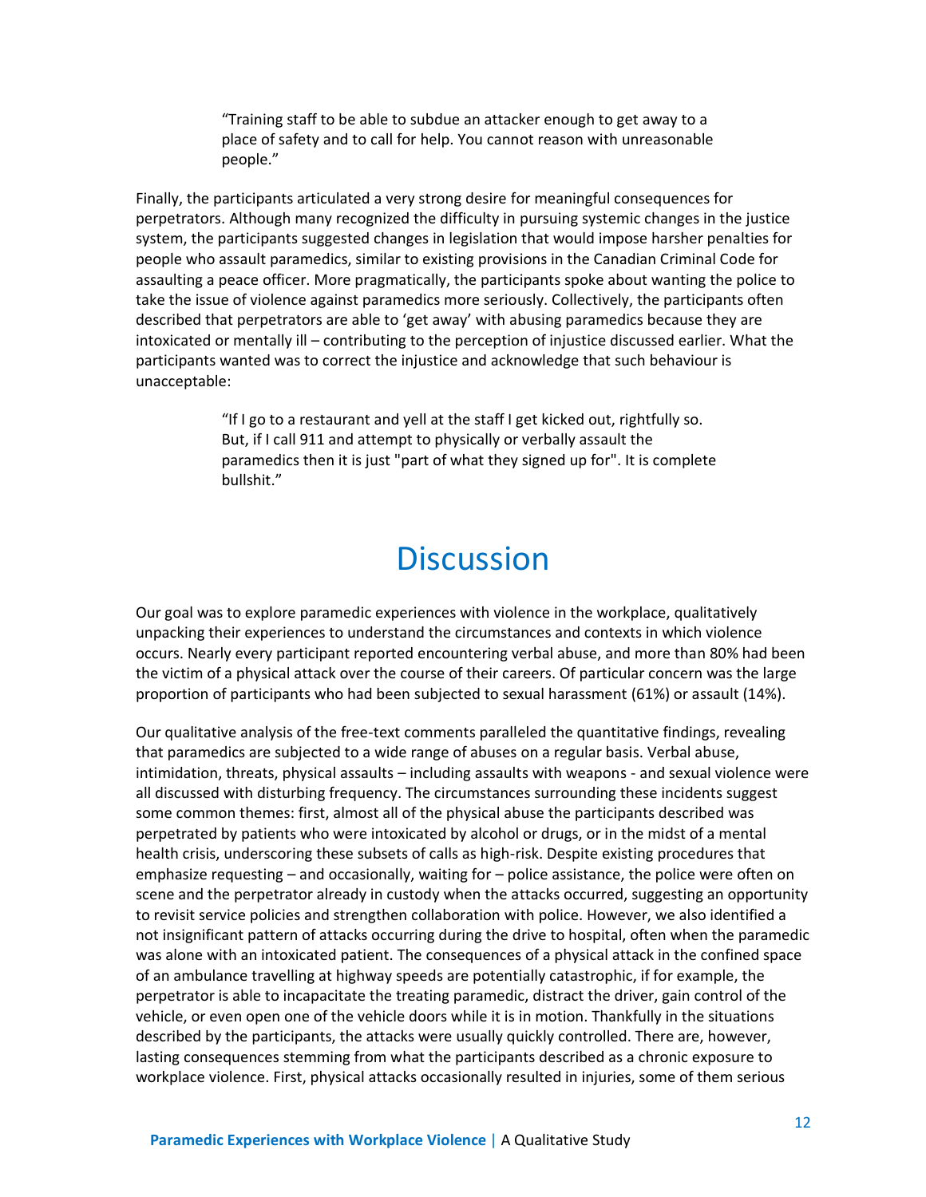> "Training staff to be able to subdue an attacker enough to get away to a place of safety and to call for help. You cannot reason with unreasonable people."

Finally, the participants articulated a very strong desire for meaningful consequences for perpetrators. Although many recognized the difficulty in pursuing systemic changes in the justice system, the participants suggested changes in legislation that would impose harsher penalties for people who assault paramedics, similar to existing provisions in the Canadian Criminal Code for assaulting a peace officer. More pragmatically, the participants spoke about wanting the police to take the issue of violence against paramedics more seriously. Collectively, the participants often described that perpetrators are able to 'get away' with abusing paramedics because they are intoxicated or mentally ill – contributing to the perception of injustice discussed earlier. What the participants wanted was to correct the injustice and acknowledge that such behaviour is unacceptable:

> "If I go to a restaurant and yell at the staff I get kicked out, rightfully so. But, if I call 911 and attempt to physically or verbally assault the paramedics then it is just "part of what they signed up for". It is complete bullshit."

# Discussion

Our goal was to explore paramedic experiences with violence in the workplace, qualitatively unpacking their experiences to understand the circumstances and contexts in which violence occurs. Nearly every participant reported encountering verbal abuse, and more than 80% had been the victim of a physical attack over the course of their careers. Of particular concern was the large proportion of participants who had been subjected to sexual harassment (61%) or assault (14%).

Our qualitative analysis of the free-text comments paralleled the quantitative findings, revealing that paramedics are subjected to a wide range of abuses on a regular basis. Verbal abuse, intimidation, threats, physical assaults – including assaults with weapons - and sexual violence were all discussed with disturbing frequency. The circumstances surrounding these incidents suggest some common themes: first, almost all of the physical abuse the participants described was perpetrated by patients who were intoxicated by alcohol or drugs, or in the midst of a mental health crisis, underscoring these subsets of calls as high-risk. Despite existing procedures that emphasize requesting – and occasionally, waiting for – police assistance, the police were often on scene and the perpetrator already in custody when the attacks occurred, suggesting an opportunity to revisit service policies and strengthen collaboration with police. However, we also identified a not insignificant pattern of attacks occurring during the drive to hospital, often when the paramedic was alone with an intoxicated patient. The consequences of a physical attack in the confined space of an ambulance travelling at highway speeds are potentially catastrophic, if for example, the perpetrator is able to incapacitate the treating paramedic, distract the driver, gain control of the vehicle, or even open one of the vehicle doors while it is in motion. Thankfully in the situations described by the participants, the attacks were usually quickly controlled. There are, however, lasting consequences stemming from what the participants described as a chronic exposure to workplace violence. First, physical attacks occasionally resulted in injuries, some of them serious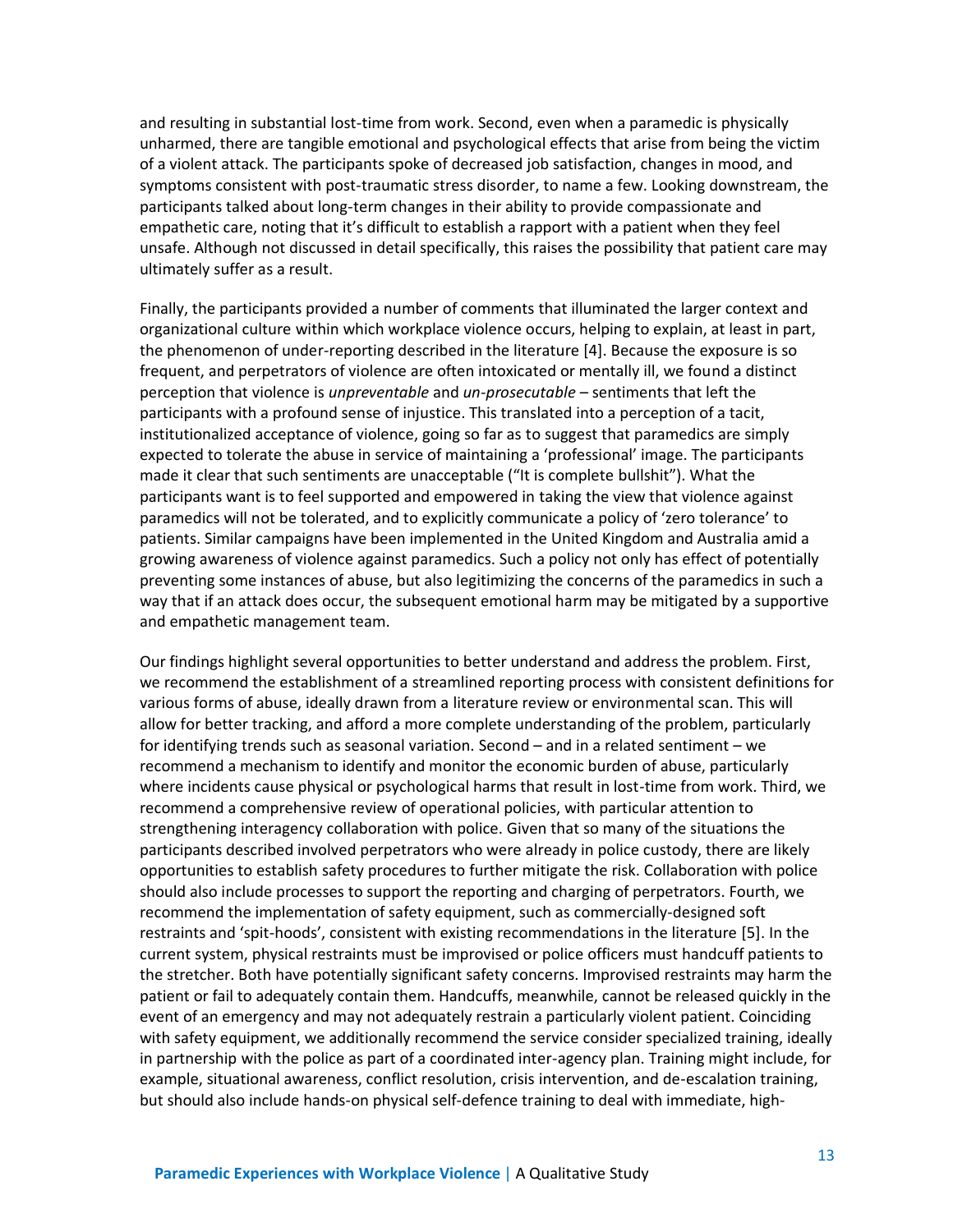and resulting in substantial lost-time from work. Second, even when a paramedic is physically unharmed, there are tangible emotional and psychological effects that arise from being the victim of a violent attack. The participants spoke of decreased job satisfaction, changes in mood, and symptoms consistent with post-traumatic stress disorder, to name a few. Looking downstream, the participants talked about long-term changes in their ability to provide compassionate and empathetic care, noting that it's difficult to establish a rapport with a patient when they feel unsafe. Although not discussed in detail specifically, this raises the possibility that patient care may ultimately suffer as a result.

Finally, the participants provided a number of comments that illuminated the larger context and organizational culture within which workplace violence occurs, helping to explain, at least in part, the phenomenon of under-reporting described in the literature [4]. Because the exposure is so frequent, and perpetrators of violence are often intoxicated or mentally ill, we found a distinct perception that violence is *unpreventable* and *un-prosecutable* – sentiments that left the participants with a profound sense of injustice. This translated into a perception of a tacit, institutionalized acceptance of violence, going so far as to suggest that paramedics are simply expected to tolerate the abuse in service of maintaining a 'professional' image. The participants made it clear that such sentiments are unacceptable ("It is complete bullshit"). What the participants want is to feel supported and empowered in taking the view that violence against paramedics will not be tolerated, and to explicitly communicate a policy of 'zero tolerance' to patients. Similar campaigns have been implemented in the United Kingdom and Australia amid a growing awareness of violence against paramedics. Such a policy not only has effect of potentially preventing some instances of abuse, but also legitimizing the concerns of the paramedics in such a way that if an attack does occur, the subsequent emotional harm may be mitigated by a supportive and empathetic management team.

Our findings highlight several opportunities to better understand and address the problem. First, we recommend the establishment of a streamlined reporting process with consistent definitions for various forms of abuse, ideally drawn from a literature review or environmental scan. This will allow for better tracking, and afford a more complete understanding of the problem, particularly for identifying trends such as seasonal variation. Second – and in a related sentiment – we recommend a mechanism to identify and monitor the economic burden of abuse, particularly where incidents cause physical or psychological harms that result in lost-time from work. Third, we recommend a comprehensive review of operational policies, with particular attention to strengthening interagency collaboration with police. Given that so many of the situations the participants described involved perpetrators who were already in police custody, there are likely opportunities to establish safety procedures to further mitigate the risk. Collaboration with police should also include processes to support the reporting and charging of perpetrators. Fourth, we recommend the implementation of safety equipment, such as commercially-designed soft restraints and 'spit-hoods', consistent with existing recommendations in the literature [5]. In the current system, physical restraints must be improvised or police officers must handcuff patients to the stretcher. Both have potentially significant safety concerns. Improvised restraints may harm the patient or fail to adequately contain them. Handcuffs, meanwhile, cannot be released quickly in the event of an emergency and may not adequately restrain a particularly violent patient. Coinciding with safety equipment, we additionally recommend the service consider specialized training, ideally in partnership with the police as part of a coordinated inter-agency plan. Training might include, for example, situational awareness, conflict resolution, crisis intervention, and de-escalation training, but should also include hands-on physical self-defence training to deal with immediate, high-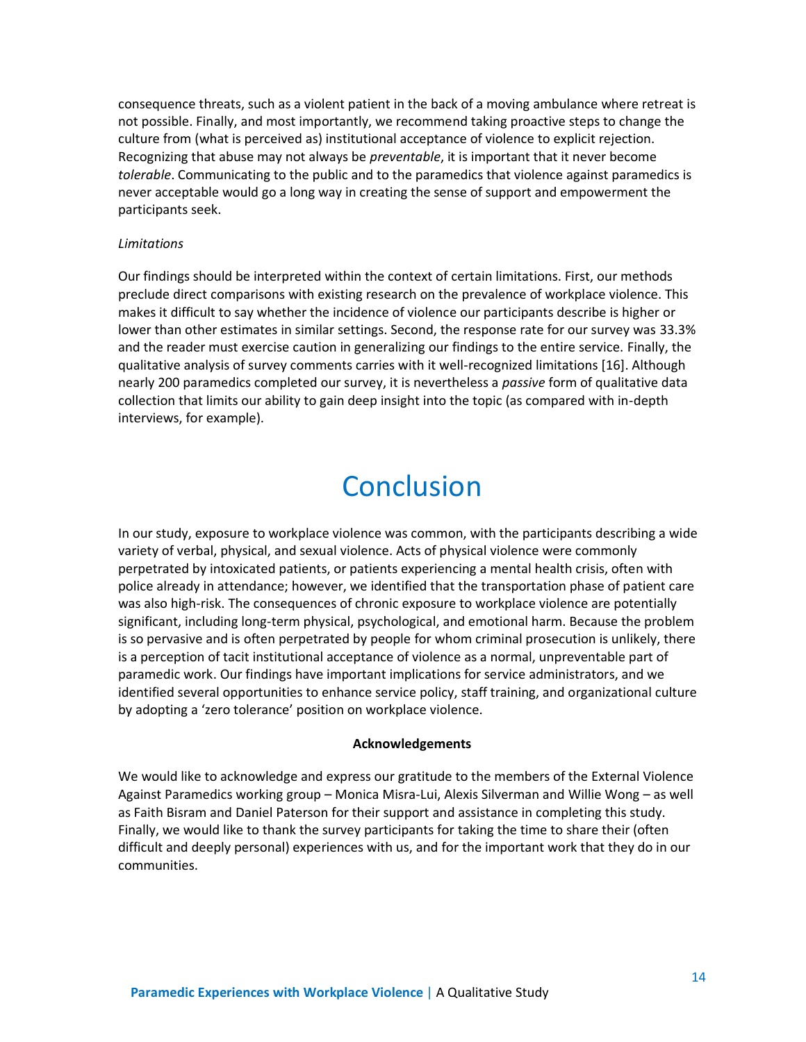consequence threats, such as a violent patient in the back of a moving ambulance where retreat is not possible. Finally, and most importantly, we recommend taking proactive steps to change the culture from (what is perceived as) institutional acceptance of violence to explicit rejection. Recognizing that abuse may not always be *preventable*, it is important that it never become *tolerable*. Communicating to the public and to the paramedics that violence against paramedics is never acceptable would go a long way in creating the sense of support and empowerment the participants seek.

*Limitations*

Our findings should be interpreted within the context of certain limitations. First, our methods preclude direct comparisons with existing research on the prevalence of workplace violence. This makes it difficult to say whether the incidence of violence our participants describe is higher or lower than other estimates in similar settings. Second, the response rate for our survey was 33.3% and the reader must exercise caution in generalizing our findings to the entire service. Finally, the qualitative analysis of survey comments carries with it well-recognized limitations [16]. Although nearly 200 paramedics completed our survey, it is nevertheless a *passive* form of qualitative data collection that limits our ability to gain deep insight into the topic (as compared with in-depth interviews, for example).

# Conclusion

In our study, exposure to workplace violence was common, with the participants describing a wide variety of verbal, physical, and sexual violence. Acts of physical violence were commonly perpetrated by intoxicated patients, or patients experiencing a mental health crisis, often with police already in attendance; however, we identified that the transportation phase of patient care was also high-risk. The consequences of chronic exposure to workplace violence are potentially significant, including long-term physical, psychological, and emotional harm. Because the problem is so pervasive and is often perpetrated by people for whom criminal prosecution is unlikely, there is a perception of tacit institutional acceptance of violence as a normal, unpreventable part of paramedic work. Our findings have important implications for service administrators, and we identified several opportunities to enhance service policy, staff training, and organizational culture by adopting a 'zero tolerance' position on workplace violence.

**Acknowledgements**

We would like to acknowledge and express our gratitude to the members of the External Violence Against Paramedics working group – Monica Misra-Lui, Alexis Silverman and Willie Wong – as well as Faith Bisram and Daniel Paterson for their support and assistance in completing this study. Finally, we would like to thank the survey participants for taking the time to share their (often difficult and deeply personal) experiences with us, and for the important work that they do in our communities.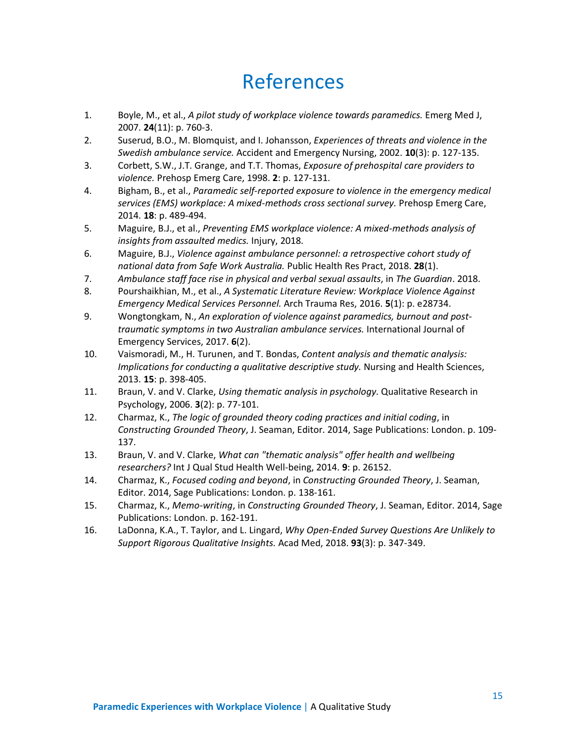# References

1. Boyle, M., et al., *A pilot study of workplace violence towards paramedics.* Emerg Med J, 2007. **24**(11): p. 760-3.
2. Suserud, B.O., M. Blomquist, and I. Johansson, *Experiences of threats and violence in the Swedish ambulance service.* Accident and Emergency Nursing, 2002. **10**(3): p. 127-135.
3. Corbett, S.W., J.T. Grange, and T.T. Thomas, *Exposure of prehospital care providers to violence.* Prehosp Emerg Care, 1998. **2**: p. 127-131.
4. Bigham, B., et al., *Paramedic self-reported exposure to violence in the emergency medical services (EMS) workplace: A mixed-methods cross sectional survey.* Prehosp Emerg Care, 2014. **18**: p. 489-494.
5. Maguire, B.J., et al., *Preventing EMS workplace violence: A mixed-methods analysis of insights from assaulted medics.* Injury, 2018.
6. Maguire, B.J., *Violence against ambulance personnel: a retrospective cohort study of national data from Safe Work Australia.* Public Health Res Pract, 2018. **28**(1).
7. *Ambulance staff face rise in physical and verbal sexual assaults*, in *The Guardian*. 2018.
8. Pourshaikhian, M., et al., *A Systematic Literature Review: Workplace Violence Against Emergency Medical Services Personnel.* Arch Trauma Res, 2016. **5**(1): p. e28734.
9. Wongtongkam, N., *An exploration of violence against paramedics, burnout and post-traumatic symptoms in two Australian ambulance services.* International Journal of Emergency Services, 2017. **6**(2).
10. Vaismoradi, M., H. Turunen, and T. Bondas, *Content analysis and thematic analysis: Implications for conducting a qualitative descriptive study.* Nursing and Health Sciences, 2013. **15**: p. 398-405.
11. Braun, V. and V. Clarke, *Using thematic analysis in psychology.* Qualitative Research in Psychology, 2006. **3**(2): p. 77-101.
12. Charmaz, K., *The logic of grounded theory coding practices and initial coding*, in *Constructing Grounded Theory*, J. Seaman, Editor. 2014, Sage Publications: London. p. 109-137.
13. Braun, V. and V. Clarke, *What can "thematic analysis" offer health and wellbeing researchers?* Int J Qual Stud Health Well-being, 2014. **9**: p. 26152.
14. Charmaz, K., *Focused coding and beyond*, in *Constructing Grounded Theory*, J. Seaman, Editor. 2014, Sage Publications: London. p. 138-161.
15. Charmaz, K., *Memo-writing*, in *Constructing Grounded Theory*, J. Seaman, Editor. 2014, Sage Publications: London. p. 162-191.
16. LaDonna, K.A., T. Taylor, and L. Lingard, *Why Open-Ended Survey Questions Are Unlikely to Support Rigorous Qualitative Insights.* Acad Med, 2018. **93**(3): p. 347-349.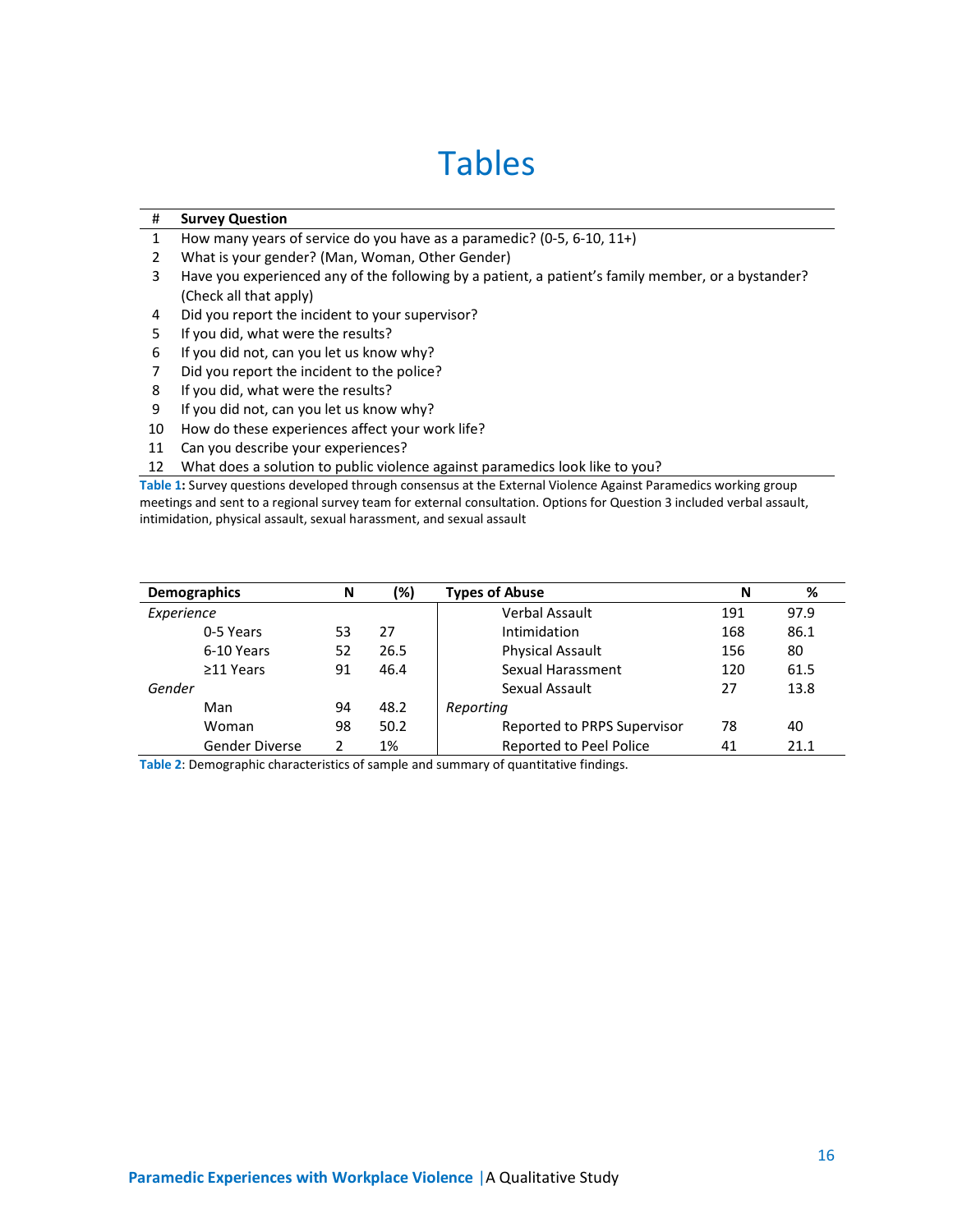# Tables

| # | Survey Question |
|---|---|
| 1 | How many years of service do you have as a paramedic? (0-5, 6-10, 11+) |
| 2 | What is your gender? (Man, Woman, Other Gender) |
| 3 | Have you experienced any of the following by a patient, a patient's family member, or a bystander? (Check all that apply) |
| 4 | Did you report the incident to your supervisor? |
| 5 | If you did, what were the results? |
| 6 | If you did not, can you let us know why? |
| 7 | Did you report the incident to the police? |
| 8 | If you did, what were the results? |
| 9 | If you did not, can you let us know why? |
| 10 | How do these experiences affect your work life? |
| 11 | Can you describe your experiences? |
| 12 | What does a solution to public violence against paramedics look like to you? |

**Table 1:** Survey questions developed through consensus at the External Violence Against Paramedics working group meetings and sent to a regional survey team for external consultation. Options for Question 3 included verbal assault, intimidation, physical assault, sexual harassment, and sexual assault

| Demographics | N | (%) | Types of Abuse | N | % |
|---|---|---|---|---|---|
| *Experience* | | | Verbal Assault | 191 | 97.9 |
| 0-5 Years | 53 | 27 | Intimidation | 168 | 86.1 |
| 6-10 Years | 52 | 26.5 | Physical Assault | 156 | 80 |
| ≥11 Years | 91 | 46.4 | Sexual Harassment | 120 | 61.5 |
| *Gender* | | | Sexual Assault | 27 | 13.8 |
| Man | 94 | 48.2 | *Reporting* | | |
| Woman | 98 | 50.2 | Reported to PRPS Supervisor | 78 | 40 |
| Gender Diverse | 2 | 1% | Reported to Peel Police | 41 | 21.1 |

**Table 2**: Demographic characteristics of sample and summary of quantitative findings.